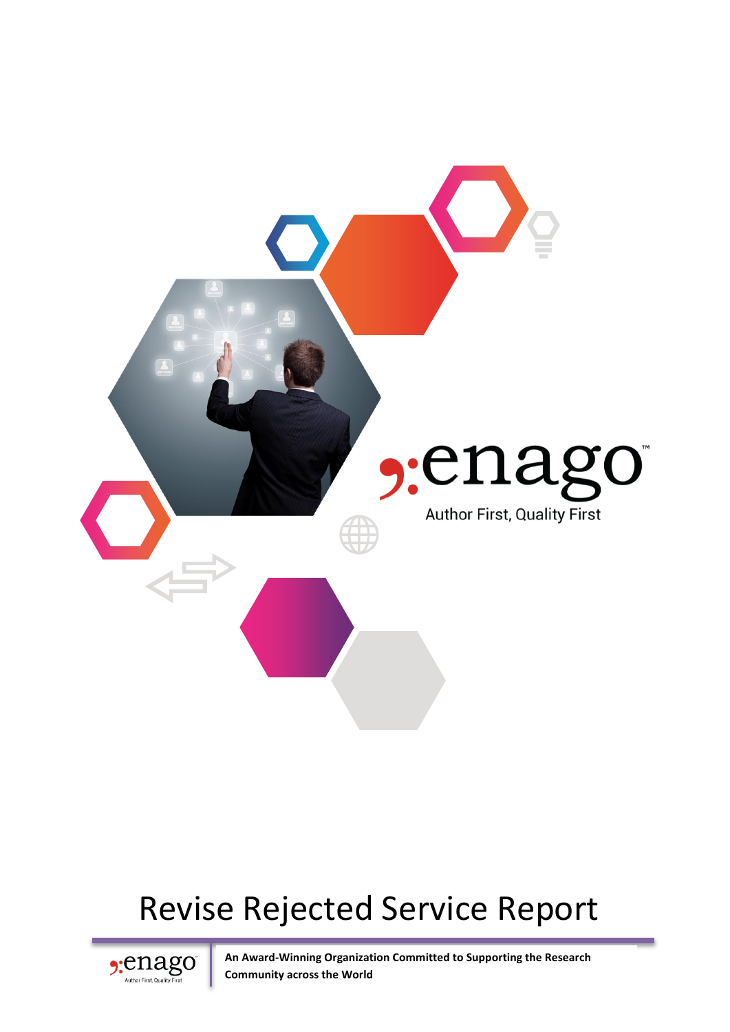enago

Author First, Quality First

# Revise Rejected Service Report

**An Award-Winning Organization Committed to Supporting the Research Community across the World**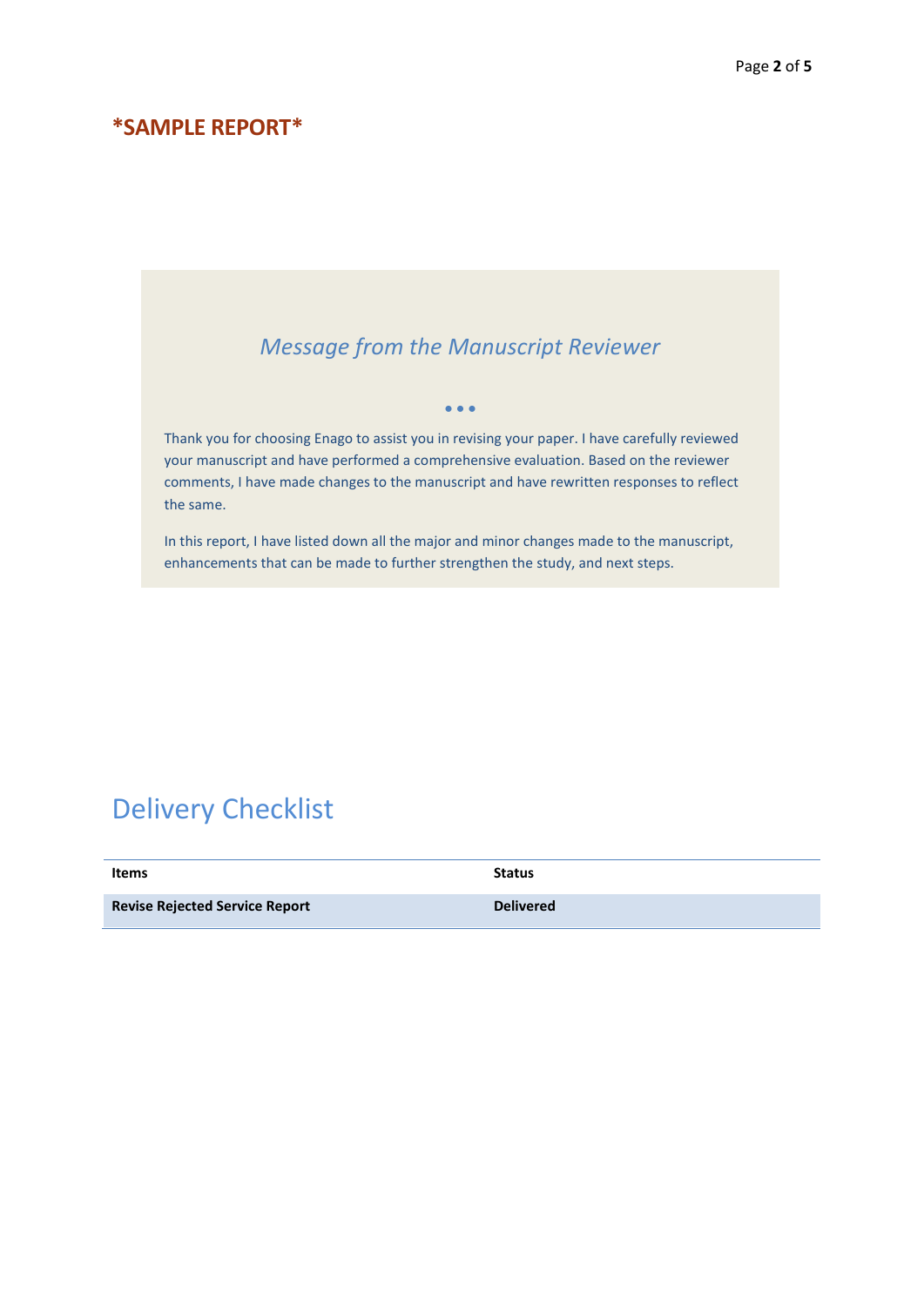**\*SAMPLE REPORT\***

## *Message from the Manuscript Reviewer*

•••

Thank you for choosing Enago to assist you in revising your paper. I have carefully reviewed your manuscript and have performed a comprehensive evaluation. Based on the reviewer comments, I have made changes to the manuscript and have rewritten responses to reflect the same.

In this report, I have listed down all the major and minor changes made to the manuscript, enhancements that can be made to further strengthen the study, and next steps.

# Delivery Checklist

| Items | Status |
| --- | --- |
| **Revise Rejected Service Report** | **Delivered** |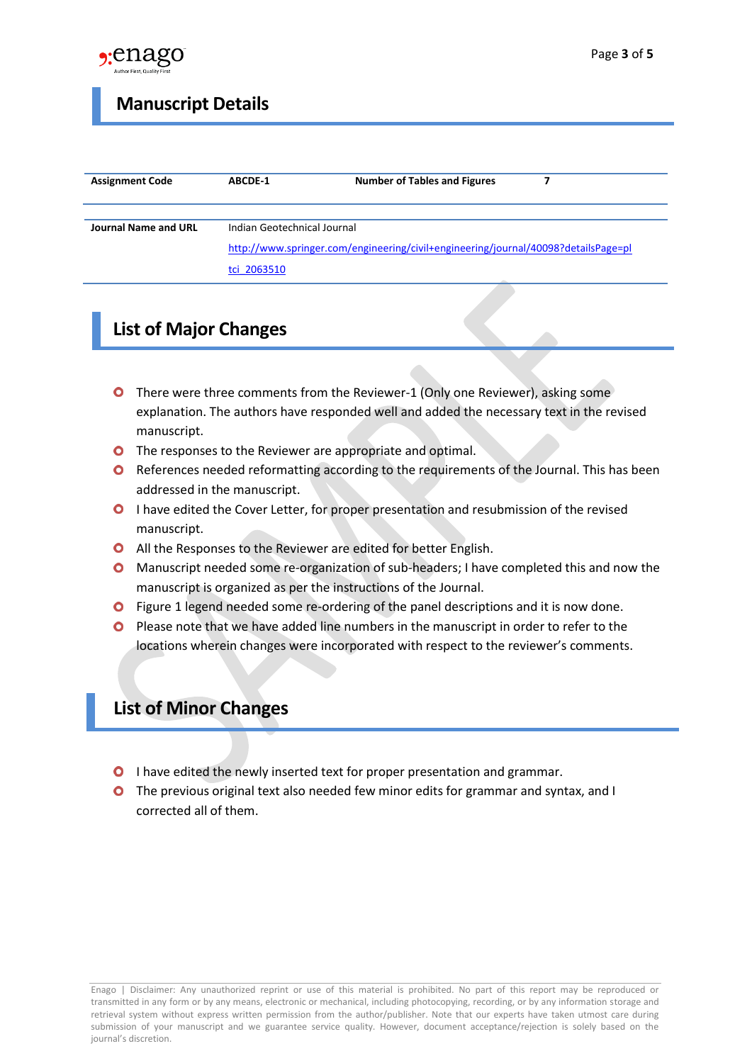## Manuscript Details

| Assignment Code | ABCDE-1 | Number of Tables and Figures | 7 |
|---|---|---|---|
| Journal Name and URL | Indian Geotechnical Journal<br>http://www.springer.com/engineering/civil+engineering/journal/40098?detailsPage=pltci_2063510 | | |

## List of Major Changes

- There were three comments from the Reviewer-1 (Only one Reviewer), asking some explanation. The authors have responded well and added the necessary text in the revised manuscript.
- The responses to the Reviewer are appropriate and optimal.
- References needed reformatting according to the requirements of the Journal. This has been addressed in the manuscript.
- I have edited the Cover Letter, for proper presentation and resubmission of the revised manuscript.
- All the Responses to the Reviewer are edited for better English.
- Manuscript needed some re-organization of sub-headers; I have completed this and now the manuscript is organized as per the instructions of the Journal.
- Figure 1 legend needed some re-ordering of the panel descriptions and it is now done.
- Please note that we have added line numbers in the manuscript in order to refer to the locations wherein changes were incorporated with respect to the reviewer's comments.

## List of Minor Changes

- I have edited the newly inserted text for proper presentation and grammar.
- The previous original text also needed few minor edits for grammar and syntax, and I corrected all of them.

Enago | Disclaimer: Any unauthorized reprint or use of this material is prohibited. No part of this report may be reproduced or transmitted in any form or by any means, electronic or mechanical, including photocopying, recording, or by any information storage and retrieval system without express written permission from the author/publisher. Note that our experts have taken utmost care during submission of your manuscript and we guarantee service quality. However, document acceptance/rejection is solely based on the journal's discretion.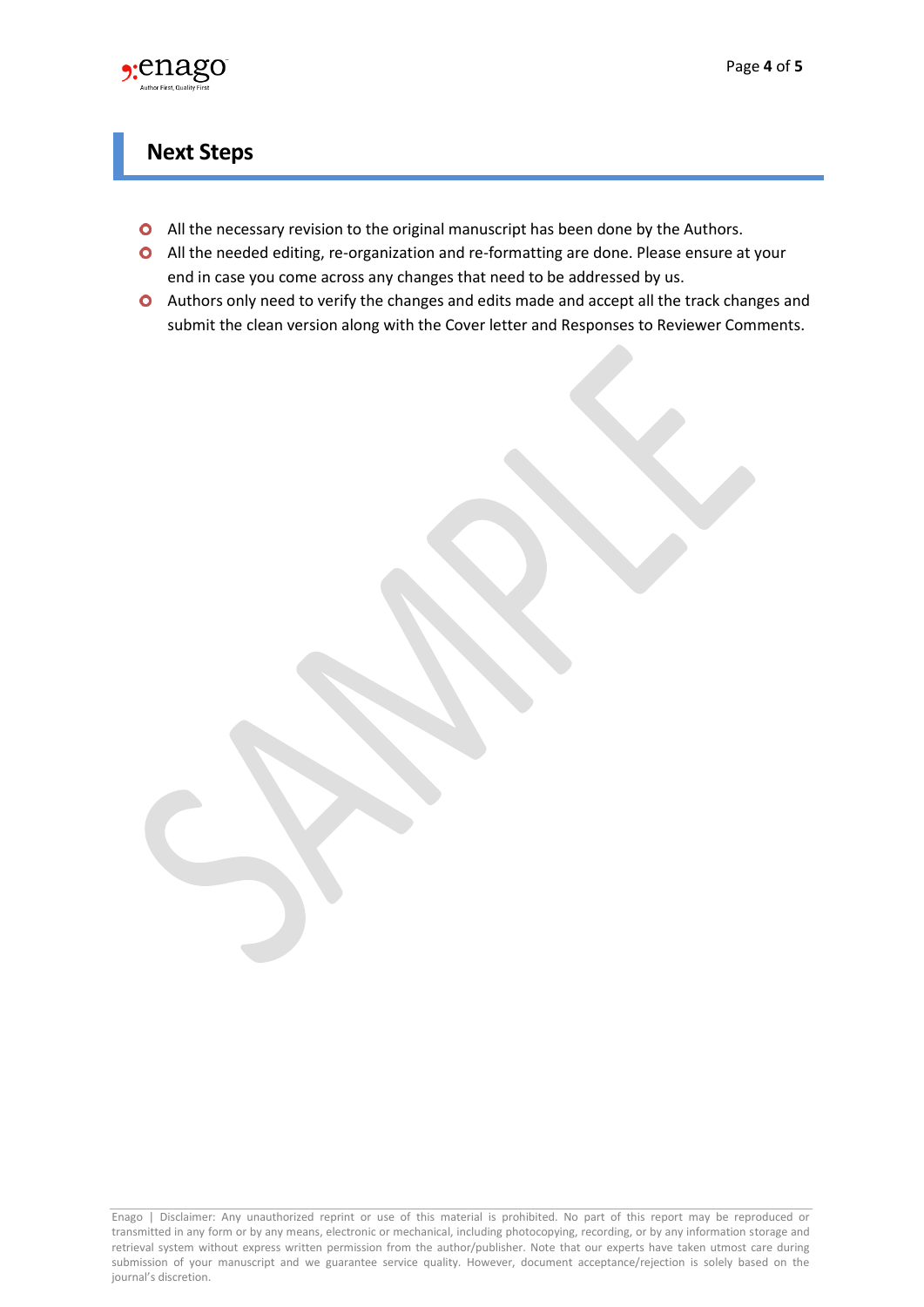## Next Steps

- All the necessary revision to the original manuscript has been done by the Authors.
- All the needed editing, re-organization and re-formatting are done. Please ensure at your end in case you come across any changes that need to be addressed by us.
- Authors only need to verify the changes and edits made and accept all the track changes and submit the clean version along with the Cover letter and Responses to Reviewer Comments.

Enago | Disclaimer: Any unauthorized reprint or use of this material is prohibited. No part of this report may be reproduced or transmitted in any form or by any means, electronic or mechanical, including photocopying, recording, or by any information storage and retrieval system without express written permission from the author/publisher. Note that our experts have taken utmost care during submission of your manuscript and we guarantee service quality. However, document acceptance/rejection is solely based on the journal's discretion.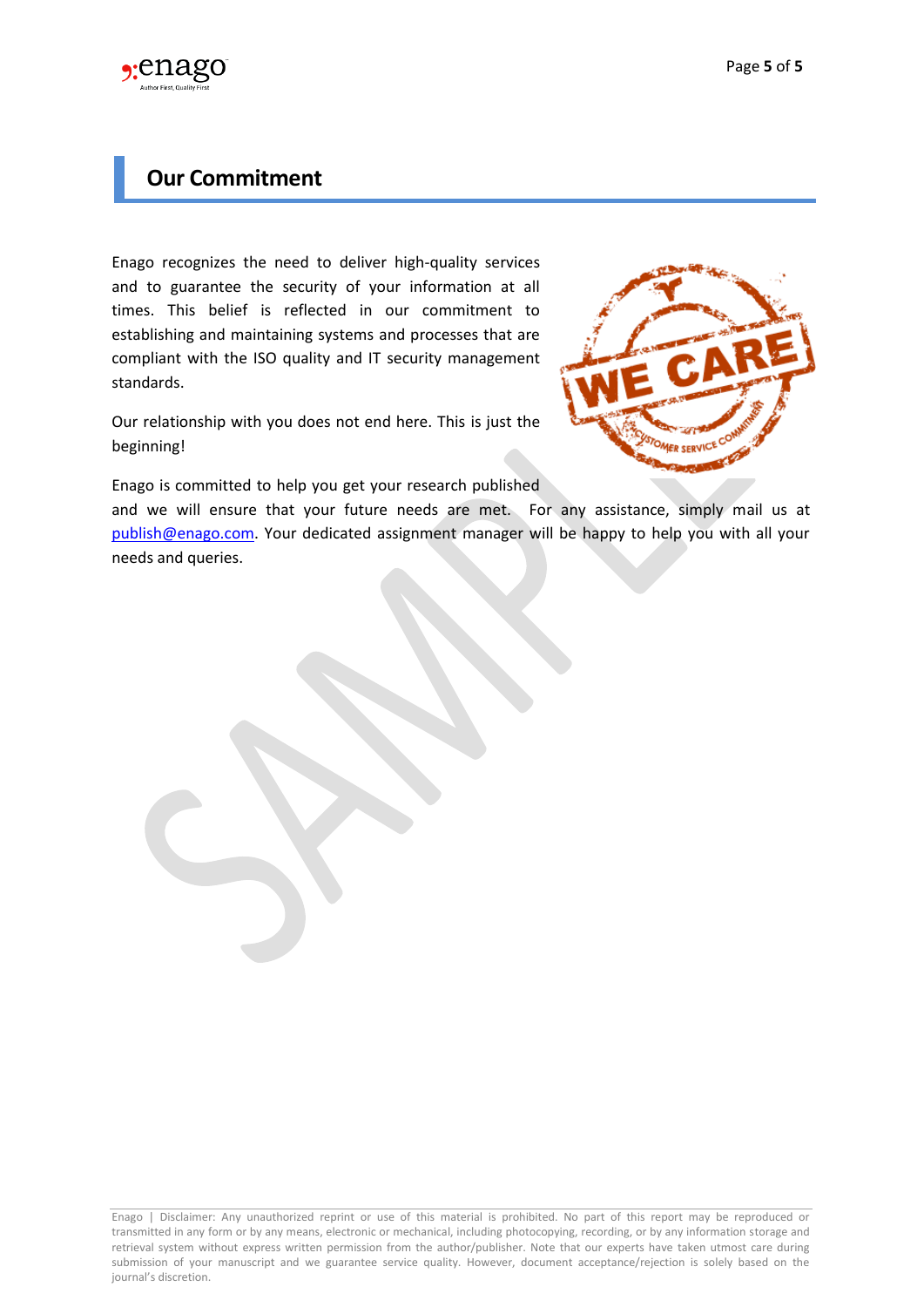## Our Commitment

Enago recognizes the need to deliver high-quality services and to guarantee the security of your information at all times. This belief is reflected in our commitment to establishing and maintaining systems and processes that are compliant with the ISO quality and IT security management standards.

Our relationship with you does not end here. This is just the beginning!

Enago is committed to help you get your research published and we will ensure that your future needs are met. For any assistance, simply mail us at publish@enago.com. Your dedicated assignment manager will be happy to help you with all your needs and queries.

Enago | Disclaimer: Any unauthorized reprint or use of this material is prohibited. No part of this report may be reproduced or transmitted in any form or by any means, electronic or mechanical, including photocopying, recording, or by any information storage and retrieval system without express written permission from the author/publisher. Note that our experts have taken utmost care during submission of your manuscript and we guarantee service quality. However, document acceptance/rejection is solely based on the journal's discretion.